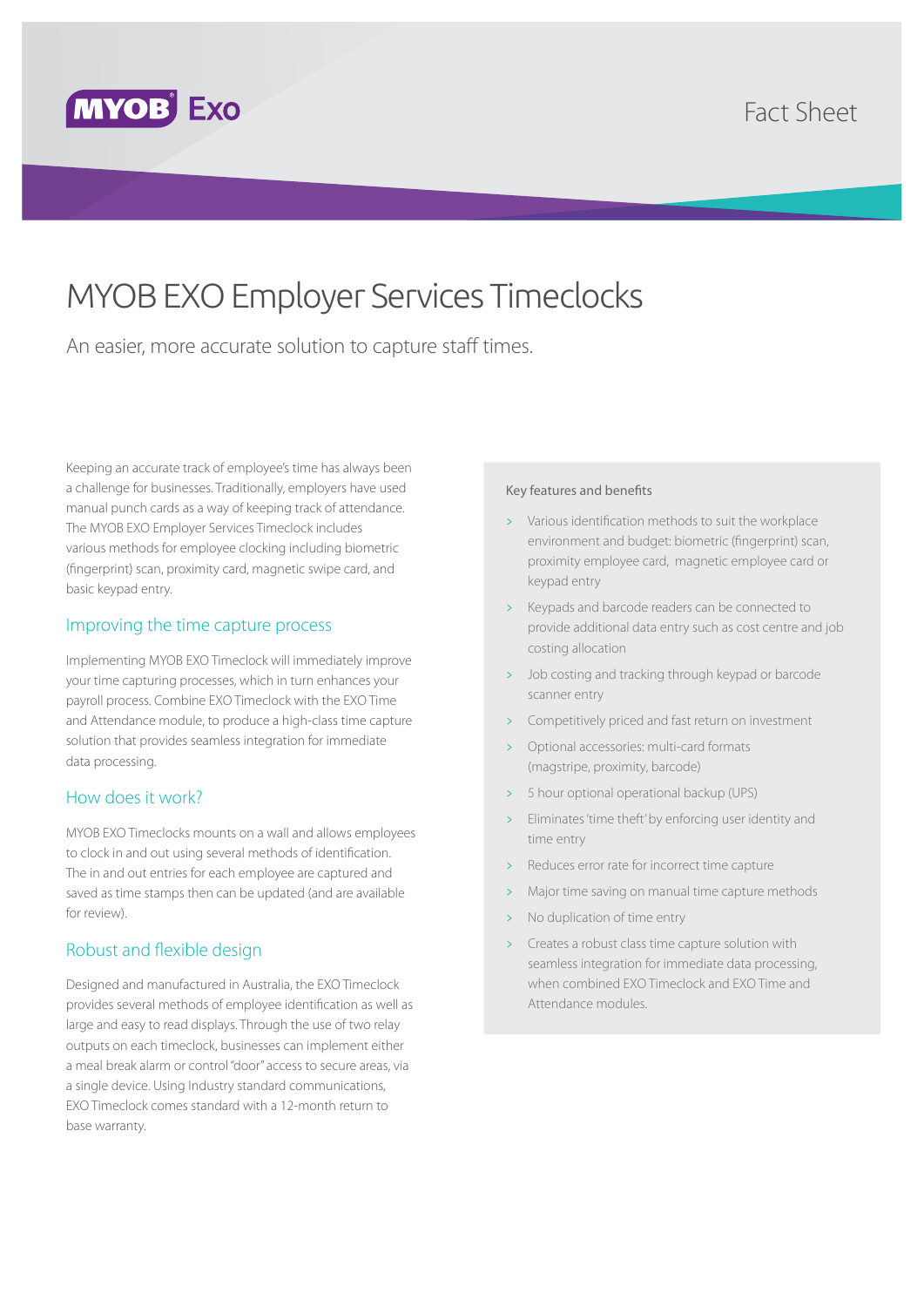MYOB Exo

Fact Sheet

# MYOB EXO Employer Services Timeclocks

An easier, more accurate solution to capture staff times.

Keeping an accurate track of employee's time has always been a challenge for businesses. Traditionally, employers have used manual punch cards as a way of keeping track of attendance. The MYOB EXO Employer Services Timeclock includes various methods for employee clocking including biometric (fingerprint) scan, proximity card, magnetic swipe card, and basic keypad entry.

## Improving the time capture process

Implementing MYOB EXO Timeclock will immediately improve your time capturing processes, which in turn enhances your payroll process. Combine EXO Timeclock with the EXO Time and Attendance module, to produce a high-class time capture solution that provides seamless integration for immediate data processing.

## How does it work?

MYOB EXO Timeclocks mounts on a wall and allows employees to clock in and out using several methods of identification. The in and out entries for each employee are captured and saved as time stamps then can be updated (and are available for review).

## Robust and flexible design

Designed and manufactured in Australia, the EXO Timeclock provides several methods of employee identification as well as large and easy to read displays. Through the use of two relay outputs on each timeclock, businesses can implement either a meal break alarm or control "door" access to secure areas, via a single device. Using Industry standard communications, EXO Timeclock comes standard with a 12-month return to base warranty.

### Key features and benefits

- Various identification methods to suit the workplace environment and budget: biometric (fingerprint) scan, proximity employee card, magnetic employee card or keypad entry
- Keypads and barcode readers can be connected to provide additional data entry such as cost centre and job costing allocation
- Job costing and tracking through keypad or barcode scanner entry
- Competitively priced and fast return on investment
- Optional accessories: multi-card formats (magstripe, proximity, barcode)
- 5 hour optional operational backup (UPS)
- Eliminates 'time theft' by enforcing user identity and time entry
- Reduces error rate for incorrect time capture
- Major time saving on manual time capture methods
- No duplication of time entry
- Creates a robust class time capture solution with seamless integration for immediate data processing, when combined EXO Timeclock and EXO Time and Attendance modules.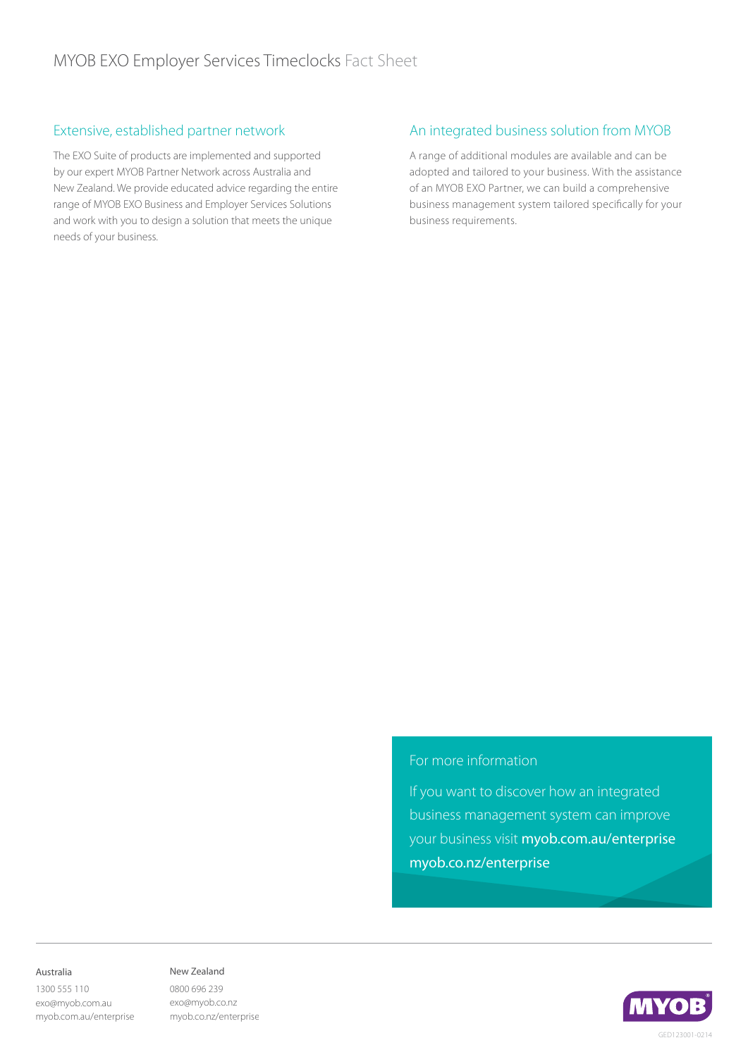## Extensive, established partner network

The EXO Suite of products are implemented and supported by our expert MYOB Partner Network across Australia and New Zealand. We provide educated advice regarding the entire range of MYOB EXO Business and Employer Services Solutions and work with you to design a solution that meets the unique needs of your business.

## An integrated business solution from MYOB

A range of additional modules are available and can be adopted and tailored to your business. With the assistance of an MYOB EXO Partner, we can build a comprehensive business management system tailored specifically for your business requirements.

### For more information

If you want to discover how an integrated business management system can improve your business visit **myob.com.au/enterprise** **myob.co.nz/enterprise**

**Australia**
1300 555 110
exo@myob.com.au
myob.com.au/enterprise

**New Zealand**
0800 696 239
exo@myob.co.nz
myob.co.nz/enterprise

MYOB

GED123001-0214